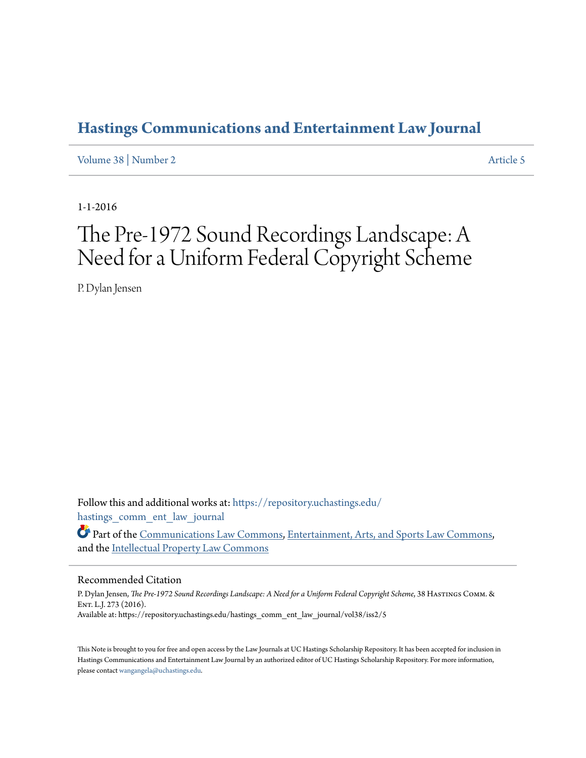# Hastings Communications and Entertainment Law Journal

Volume 38 | Number 2 Article 5

1-1-2016

# The Pre-1972 Sound Recordings Landscape: A Need for a Uniform Federal Copyright Scheme

P. Dylan Jensen

Follow this and additional works at: https://repository.uchastings.edu/hastings_comm_ent_law_journal

Part of the Communications Law Commons, Entertainment, Arts, and Sports Law Commons, and the Intellectual Property Law Commons

## Recommended Citation

P. Dylan Jensen, *The Pre-1972 Sound Recordings Landscape: A Need for a Uniform Federal Copyright Scheme*, 38 Hastings Comm. & Ent. L.J. 273 (2016).
Available at: https://repository.uchastings.edu/hastings_comm_ent_law_journal/vol38/iss2/5

This Note is brought to you for free and open access by the Law Journals at UC Hastings Scholarship Repository. It has been accepted for inclusion in Hastings Communications and Entertainment Law Journal by an authorized editor of UC Hastings Scholarship Repository. For more information, please contact wangangela@uchastings.edu.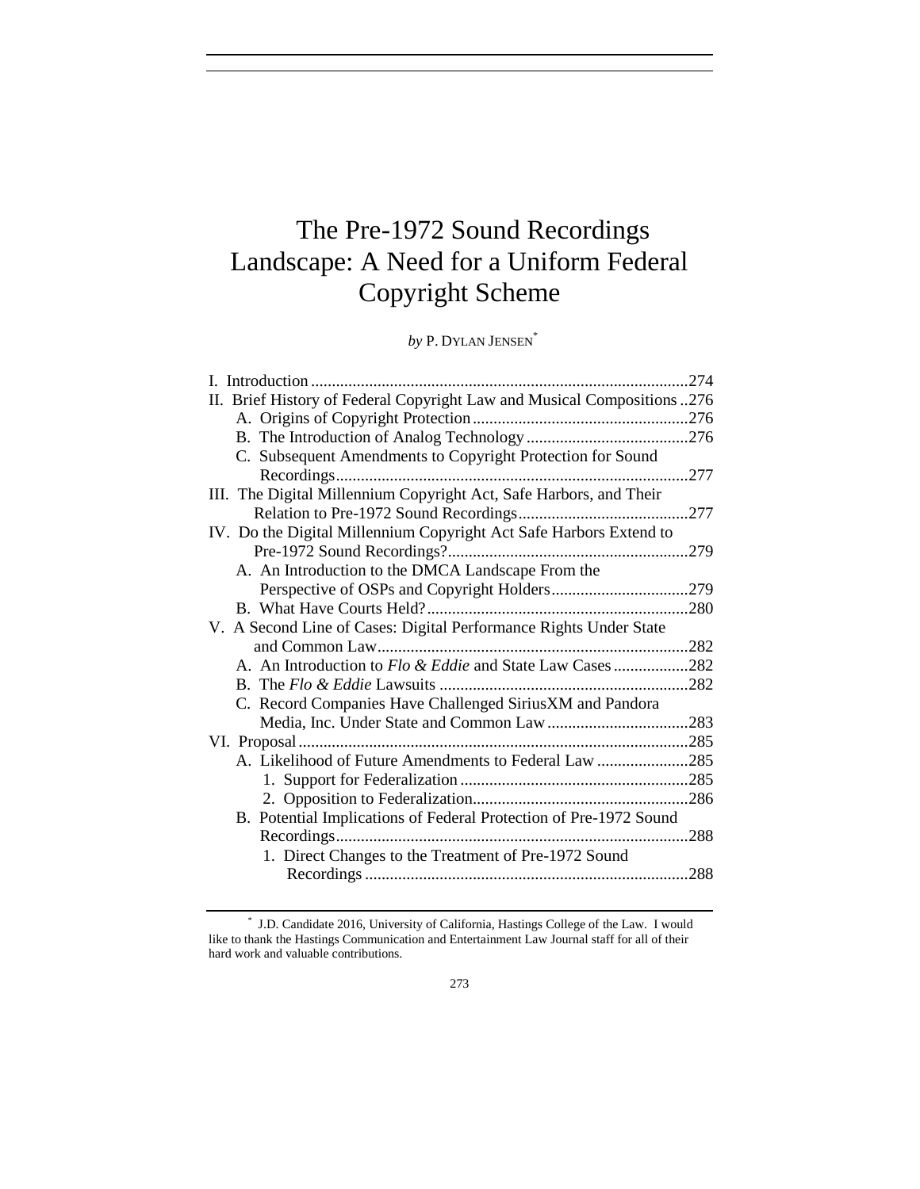# The Pre-1972 Sound Recordings Landscape: A Need for a Uniform Federal Copyright Scheme

*by* P. DYLAN JENSEN[*]

I. Introduction .......................................................................................274
II. Brief History of Federal Copyright Law and Musical Compositions ..276
  A. Origins of Copyright Protection ....................................................276
  B. The Introduction of Analog Technology .......................................276
  C. Subsequent Amendments to Copyright Protection for Sound Recordings ....................................................................................277
III. The Digital Millennium Copyright Act, Safe Harbors, and Their Relation to Pre-1972 Sound Recordings .........................................277
IV. Do the Digital Millennium Copyright Act Safe Harbors Extend to Pre-1972 Sound Recordings? ..........................................................279
  A. An Introduction to the DMCA Landscape From the Perspective of OSPs and Copyright Holders .................................279
  B. What Have Courts Held? ...............................................................280
V. A Second Line of Cases: Digital Performance Rights Under State and Common Law ...........................................................................282
  A. An Introduction to *Flo & Eddie* and State Law Cases ..................282
  B. The *Flo & Eddie* Lawsuits ............................................................282
  C. Record Companies Have Challenged SiriusXM and Pandora Media, Inc. Under State and Common Law ..................................283
VI. Proposal .............................................................................................285
  A. Likelihood of Future Amendments to Federal Law ......................285
    1. Support for Federalization .......................................................285
    2. Opposition to Federalization ....................................................286
  B. Potential Implications of Federal Protection of Pre-1972 Sound Recordings ....................................................................................288
    1. Direct Changes to the Treatment of Pre-1972 Sound Recordings ..............................................................................288

---

[*] J.D. Candidate 2016, University of California, Hastings College of the Law. I would like to thank the Hastings Communication and Entertainment Law Journal staff for all of their hard work and valuable contributions.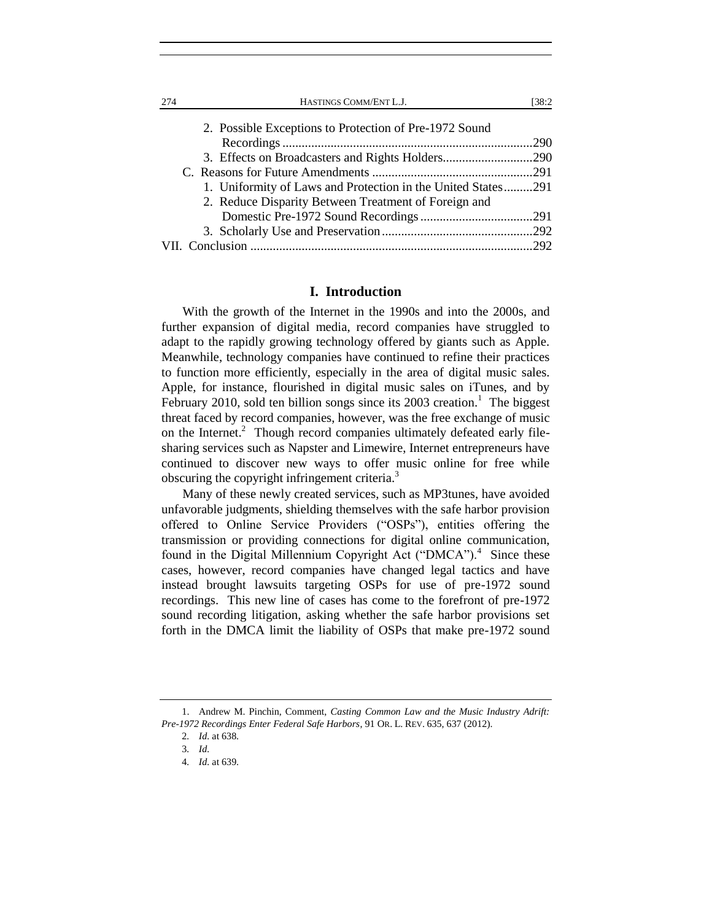2. Possible Exceptions to Protection of Pre-1972 Sound Recordings ....290
3. Effects on Broadcasters and Rights Holders ....290

C. Reasons for Future Amendments ....291

1. Uniformity of Laws and Protection in the United States ....291
2. Reduce Disparity Between Treatment of Foreign and Domestic Pre-1972 Sound Recordings ....291
3. Scholarly Use and Preservation ....292

VII. Conclusion ....292

## I. Introduction

With the growth of the Internet in the 1990s and into the 2000s, and further expansion of digital media, record companies have struggled to adapt to the rapidly growing technology offered by giants such as Apple. Meanwhile, technology companies have continued to refine their practices to function more efficiently, especially in the area of digital music sales. Apple, for instance, flourished in digital music sales on iTunes, and by February 2010, sold ten billion songs since its 2003 creation.[1] The biggest threat faced by record companies, however, was the free exchange of music on the Internet.[2] Though record companies ultimately defeated early file-sharing services such as Napster and Limewire, Internet entrepreneurs have continued to discover new ways to offer music online for free while obscuring the copyright infringement criteria.[3]

Many of these newly created services, such as MP3tunes, have avoided unfavorable judgments, shielding themselves with the safe harbor provision offered to Online Service Providers ("OSPs"), entities offering the transmission or providing connections for digital online communication, found in the Digital Millennium Copyright Act ("DMCA").[4] Since these cases, however, record companies have changed legal tactics and have instead brought lawsuits targeting OSPs for use of pre-1972 sound recordings. This new line of cases has come to the forefront of pre-1972 sound recording litigation, asking whether the safe harbor provisions set forth in the DMCA limit the liability of OSPs that make pre-1972 sound

---

1. Andrew M. Pinchin, Comment, *Casting Common Law and the Music Industry Adrift: Pre-1972 Recordings Enter Federal Safe Harbors*, 91 OR. L. REV. 635, 637 (2012).

2. *Id.* at 638.

3. *Id.*

4. *Id.* at 639.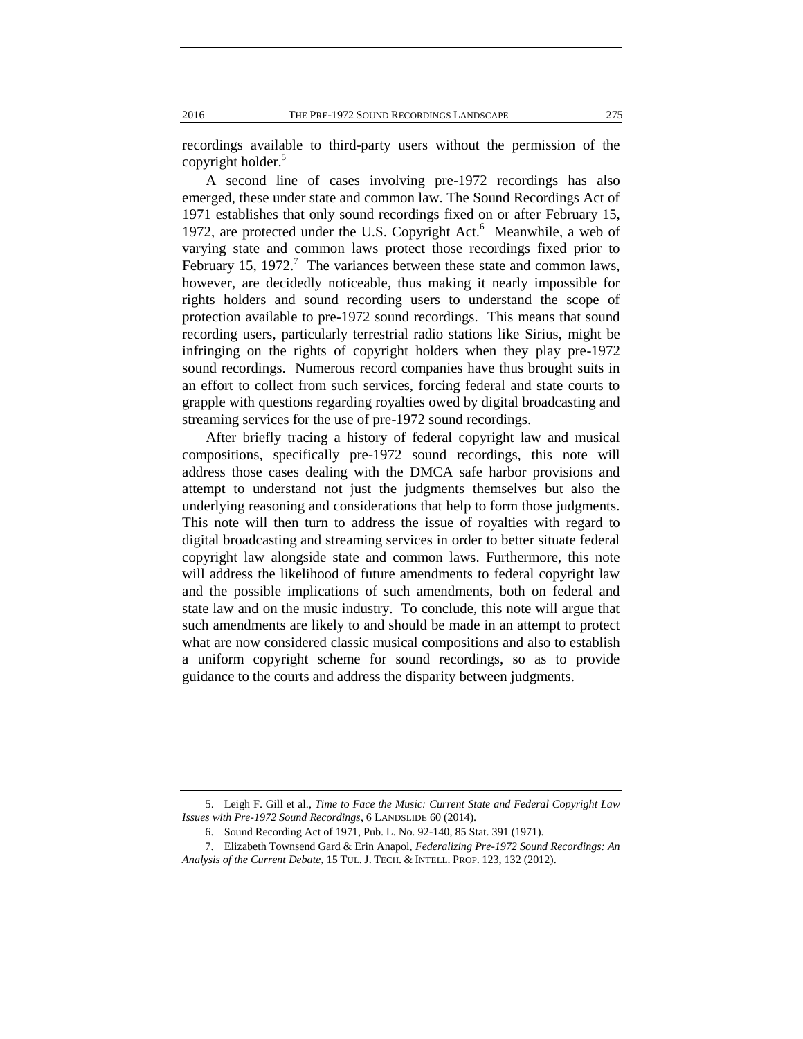recordings available to third-party users without the permission of the copyright holder.[5]

A second line of cases involving pre-1972 recordings has also emerged, these under state and common law. The Sound Recordings Act of 1971 establishes that only sound recordings fixed on or after February 15, 1972, are protected under the U.S. Copyright Act.[6] Meanwhile, a web of varying state and common laws protect those recordings fixed prior to February 15, 1972.[7] The variances between these state and common laws, however, are decidedly noticeable, thus making it nearly impossible for rights holders and sound recording users to understand the scope of protection available to pre-1972 sound recordings. This means that sound recording users, particularly terrestrial radio stations like Sirius, might be infringing on the rights of copyright holders when they play pre-1972 sound recordings. Numerous record companies have thus brought suits in an effort to collect from such services, forcing federal and state courts to grapple with questions regarding royalties owed by digital broadcasting and streaming services for the use of pre-1972 sound recordings.

After briefly tracing a history of federal copyright law and musical compositions, specifically pre-1972 sound recordings, this note will address those cases dealing with the DMCA safe harbor provisions and attempt to understand not just the judgments themselves but also the underlying reasoning and considerations that help to form those judgments. This note will then turn to address the issue of royalties with regard to digital broadcasting and streaming services in order to better situate federal copyright law alongside state and common laws. Furthermore, this note will address the likelihood of future amendments to federal copyright law and the possible implications of such amendments, both on federal and state law and on the music industry. To conclude, this note will argue that such amendments are likely to and should be made in an attempt to protect what are now considered classic musical compositions and also to establish a uniform copyright scheme for sound recordings, so as to provide guidance to the courts and address the disparity between judgments.

---

5. Leigh F. Gill et al., *Time to Face the Music: Current State and Federal Copyright Law Issues with Pre-1972 Sound Recordings*, 6 LANDSLIDE 60 (2014).

6. Sound Recording Act of 1971, Pub. L. No. 92-140, 85 Stat. 391 (1971).

7. Elizabeth Townsend Gard & Erin Anapol, *Federalizing Pre-1972 Sound Recordings: An Analysis of the Current Debate*, 15 TUL. J. TECH. & INTELL. PROP. 123, 132 (2012).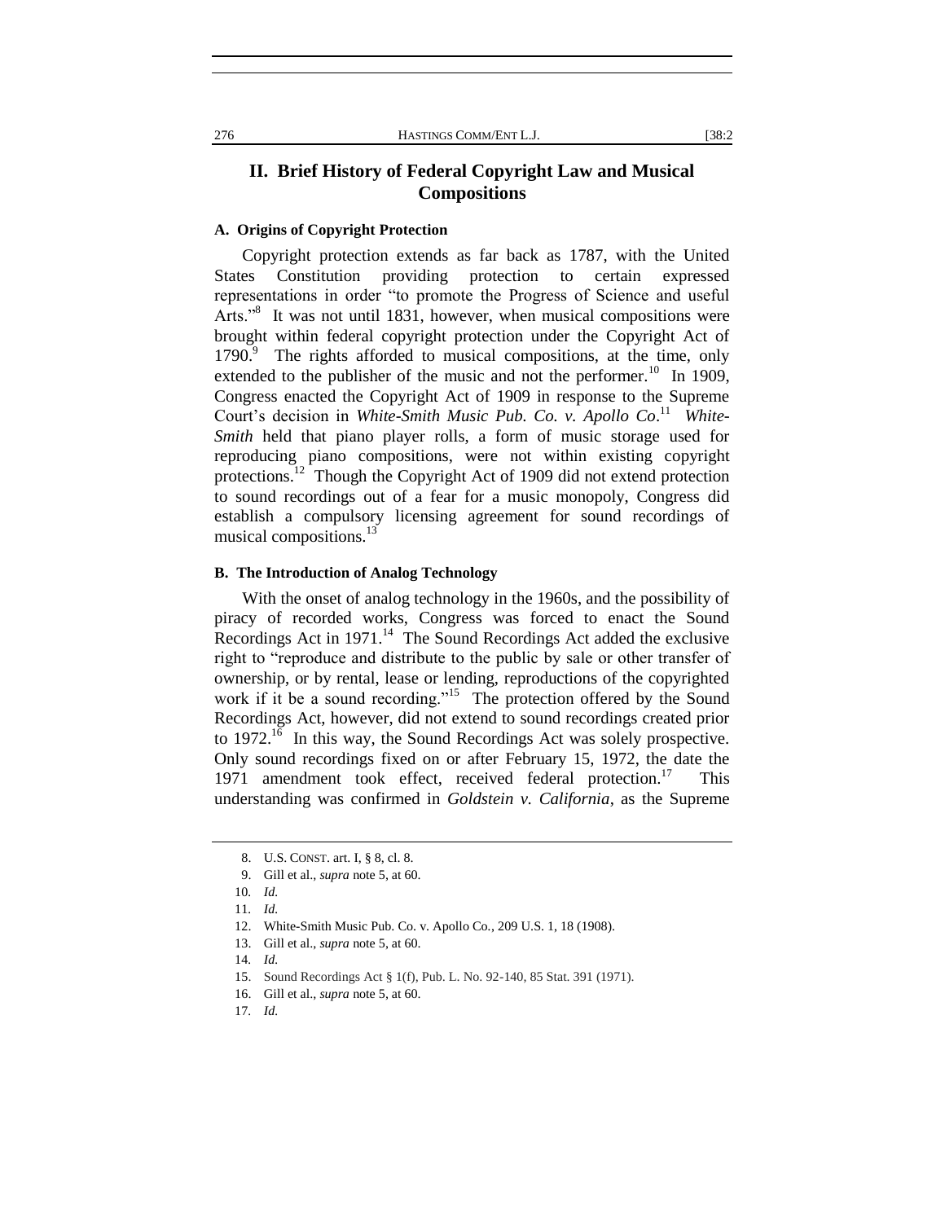## II. Brief History of Federal Copyright Law and Musical Compositions

### A. Origins of Copyright Protection

Copyright protection extends as far back as 1787, with the United States Constitution providing protection to certain expressed representations in order "to promote the Progress of Science and useful Arts."[8] It was not until 1831, however, when musical compositions were brought within federal copyright protection under the Copyright Act of 1790.[9] The rights afforded to musical compositions, at the time, only extended to the publisher of the music and not the performer.[10] In 1909, Congress enacted the Copyright Act of 1909 in response to the Supreme Court's decision in *White-Smith Music Pub. Co. v. Apollo Co*.[11] *White-Smith* held that piano player rolls, a form of music storage used for reproducing piano compositions, were not within existing copyright protections.[12] Though the Copyright Act of 1909 did not extend protection to sound recordings out of a fear for a music monopoly, Congress did establish a compulsory licensing agreement for sound recordings of musical compositions.[13]

### B. The Introduction of Analog Technology

With the onset of analog technology in the 1960s, and the possibility of piracy of recorded works, Congress was forced to enact the Sound Recordings Act in 1971.[14] The Sound Recordings Act added the exclusive right to "reproduce and distribute to the public by sale or other transfer of ownership, or by rental, lease or lending, reproductions of the copyrighted work if it be a sound recording."[15] The protection offered by the Sound Recordings Act, however, did not extend to sound recordings created prior to 1972.[16] In this way, the Sound Recordings Act was solely prospective. Only sound recordings fixed on or after February 15, 1972, the date the 1971 amendment took effect, received federal protection.[17] This understanding was confirmed in *Goldstein v. California*, as the Supreme

---

8. U.S. CONST. art. I, § 8, cl. 8.
9. Gill et al., *supra* note 5, at 60.
10. *Id.*
11. *Id.*
12. White-Smith Music Pub. Co. v. Apollo Co., 209 U.S. 1, 18 (1908).
13. Gill et al., *supra* note 5, at 60.
14. *Id.*
15. Sound Recordings Act § 1(f), Pub. L. No. 92-140, 85 Stat. 391 (1971).
16. Gill et al., *supra* note 5, at 60.
17. *Id.*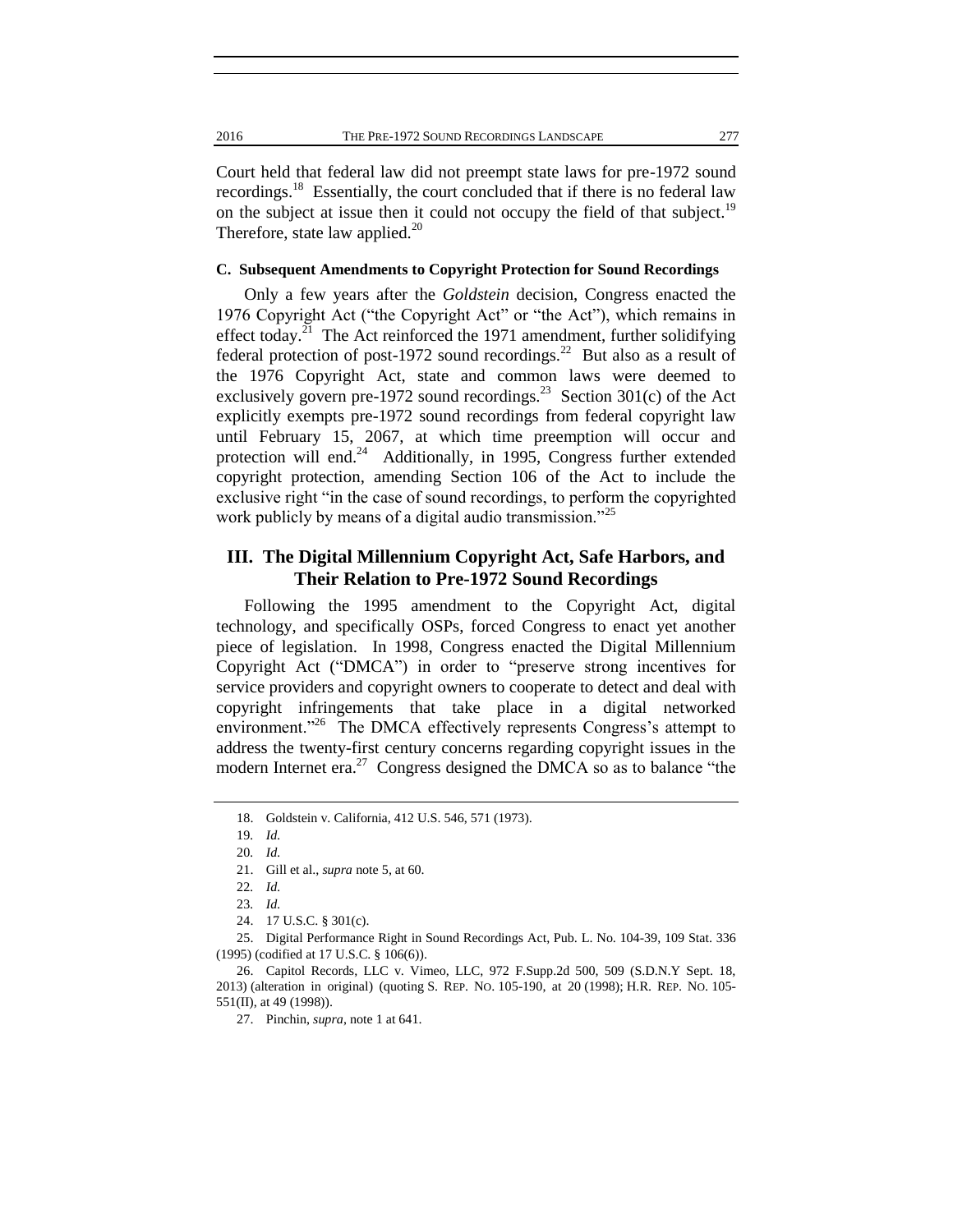Court held that federal law did not preempt state laws for pre-1972 sound recordings.[18] Essentially, the court concluded that if there is no federal law on the subject at issue then it could not occupy the field of that subject.[19] Therefore, state law applied.[20]

### C. Subsequent Amendments to Copyright Protection for Sound Recordings

Only a few years after the *Goldstein* decision, Congress enacted the 1976 Copyright Act ("the Copyright Act" or "the Act"), which remains in effect today.[21] The Act reinforced the 1971 amendment, further solidifying federal protection of post-1972 sound recordings.[22] But also as a result of the 1976 Copyright Act, state and common laws were deemed to exclusively govern pre-1972 sound recordings.[23] Section 301(c) of the Act explicitly exempts pre-1972 sound recordings from federal copyright law until February 15, 2067, at which time preemption will occur and protection will end.[24] Additionally, in 1995, Congress further extended copyright protection, amending Section 106 of the Act to include the exclusive right "in the case of sound recordings, to perform the copyrighted work publicly by means of a digital audio transmission."[25]

## III. The Digital Millennium Copyright Act, Safe Harbors, and Their Relation to Pre-1972 Sound Recordings

Following the 1995 amendment to the Copyright Act, digital technology, and specifically OSPs, forced Congress to enact yet another piece of legislation. In 1998, Congress enacted the Digital Millennium Copyright Act ("DMCA") in order to "preserve strong incentives for service providers and copyright owners to cooperate to detect and deal with copyright infringements that take place in a digital networked environment."[26] The DMCA effectively represents Congress's attempt to address the twenty-first century concerns regarding copyright issues in the modern Internet era.[27] Congress designed the DMCA so as to balance "the

---

18. Goldstein v. California, 412 U.S. 546, 571 (1973).

19. *Id.*

20. *Id.*

21. Gill et al., *supra* note 5, at 60.

22. *Id.*

23. *Id.*

24. 17 U.S.C. § 301(c).

25. Digital Performance Right in Sound Recordings Act, Pub. L. No. 104-39, 109 Stat. 336 (1995) (codified at 17 U.S.C. § 106(6)).

26. Capitol Records, LLC v. Vimeo, LLC, 972 F.Supp.2d 500, 509 (S.D.N.Y Sept. 18, 2013) (alteration in original) (quoting S. REP. NO. 105-190, at 20 (1998); H.R. REP. NO. 105-551(II), at 49 (1998)).

27. Pinchin, *supra*, note 1 at 641.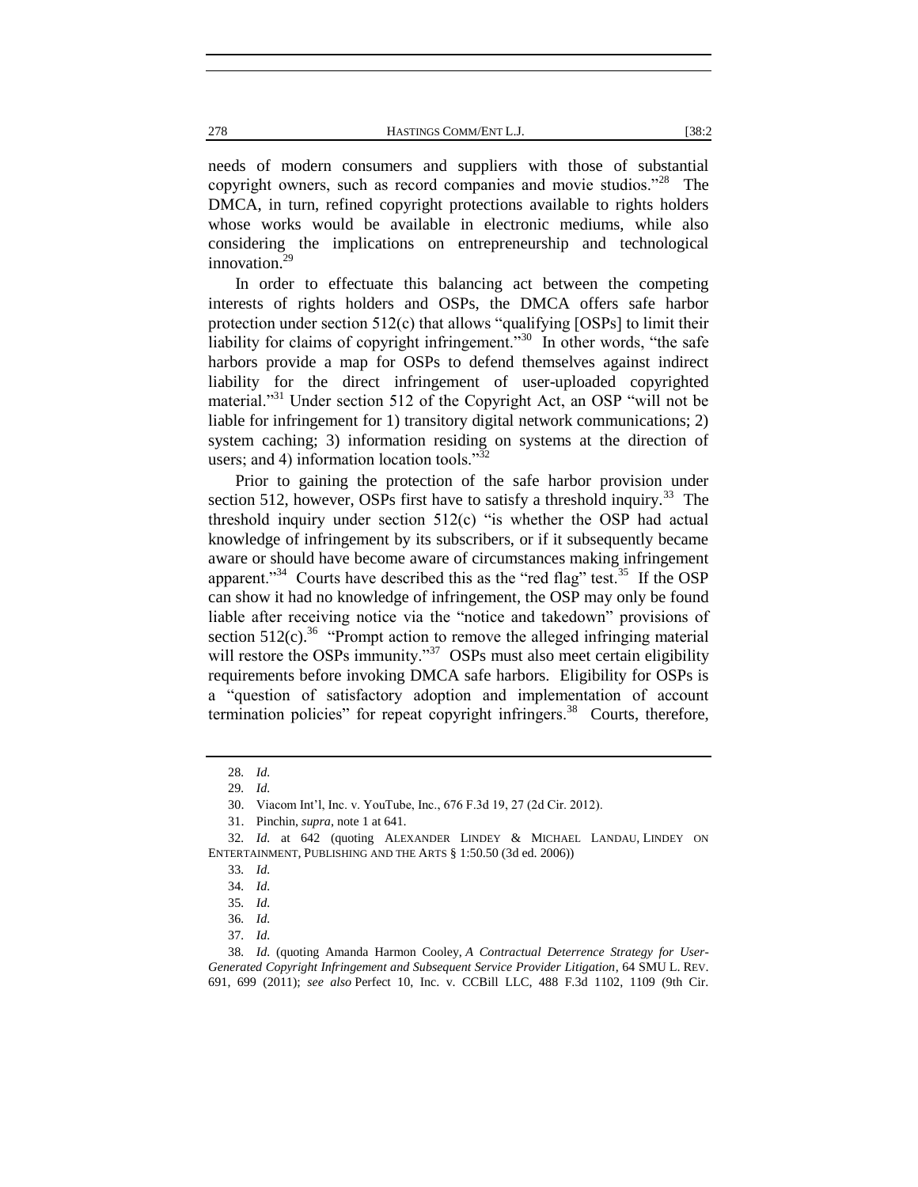needs of modern consumers and suppliers with those of substantial copyright owners, such as record companies and movie studios."[28] The DMCA, in turn, refined copyright protections available to rights holders whose works would be available in electronic mediums, while also considering the implications on entrepreneurship and technological innovation.[29]

In order to effectuate this balancing act between the competing interests of rights holders and OSPs, the DMCA offers safe harbor protection under section 512(c) that allows "qualifying [OSPs] to limit their liability for claims of copyright infringement."[30] In other words, "the safe harbors provide a map for OSPs to defend themselves against indirect liability for the direct infringement of user-uploaded copyrighted material."[31] Under section 512 of the Copyright Act, an OSP "will not be liable for infringement for 1) transitory digital network communications; 2) system caching; 3) information residing on systems at the direction of users; and 4) information location tools."[32]

Prior to gaining the protection of the safe harbor provision under section 512, however, OSPs first have to satisfy a threshold inquiry.[33] The threshold inquiry under section 512(c) "is whether the OSP had actual knowledge of infringement by its subscribers, or if it subsequently became aware or should have become aware of circumstances making infringement apparent."[34] Courts have described this as the "red flag" test.[35] If the OSP can show it had no knowledge of infringement, the OSP may only be found liable after receiving notice via the "notice and takedown" provisions of section 512(c).[36] "Prompt action to remove the alleged infringing material will restore the OSPs immunity."[37] OSPs must also meet certain eligibility requirements before invoking DMCA safe harbors. Eligibility for OSPs is a "question of satisfactory adoption and implementation of account termination policies" for repeat copyright infringers.[38] Courts, therefore,

---

28. *Id.*

29. *Id.*

30. Viacom Int'l, Inc. v. YouTube, Inc., 676 F.3d 19, 27 (2d Cir. 2012).

31. Pinchin, *supra*, note 1 at 641.

32. *Id.* at 642 (quoting ALEXANDER LINDEY & MICHAEL LANDAU, LINDEY ON ENTERTAINMENT, PUBLISHING AND THE ARTS § 1:50.50 (3d ed. 2006))

33. *Id.*

34. *Id.*

35. *Id.*

36. *Id.*

37. *Id.*

38. *Id.* (quoting Amanda Harmon Cooley, *A Contractual Deterrence Strategy for User-Generated Copyright Infringement and Subsequent Service Provider Litigation*, 64 SMU L. REV. 691, 699 (2011); *see also* Perfect 10, Inc. v. CCBill LLC, 488 F.3d 1102, 1109 (9th Cir.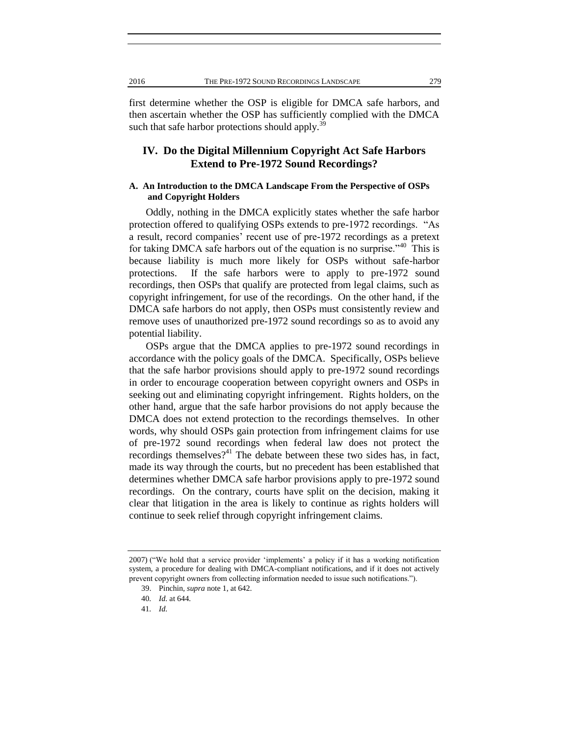first determine whether the OSP is eligible for DMCA safe harbors, and then ascertain whether the OSP has sufficiently complied with the DMCA such that safe harbor protections should apply.[39]

## IV. Do the Digital Millennium Copyright Act Safe Harbors Extend to Pre-1972 Sound Recordings?

### A. An Introduction to the DMCA Landscape From the Perspective of OSPs and Copyright Holders

Oddly, nothing in the DMCA explicitly states whether the safe harbor protection offered to qualifying OSPs extends to pre-1972 recordings. "As a result, record companies' recent use of pre-1972 recordings as a pretext for taking DMCA safe harbors out of the equation is no surprise."[40] This is because liability is much more likely for OSPs without safe-harbor protections. If the safe harbors were to apply to pre-1972 sound recordings, then OSPs that qualify are protected from legal claims, such as copyright infringement, for use of the recordings. On the other hand, if the DMCA safe harbors do not apply, then OSPs must consistently review and remove uses of unauthorized pre-1972 sound recordings so as to avoid any potential liability.

OSPs argue that the DMCA applies to pre-1972 sound recordings in accordance with the policy goals of the DMCA. Specifically, OSPs believe that the safe harbor provisions should apply to pre-1972 sound recordings in order to encourage cooperation between copyright owners and OSPs in seeking out and eliminating copyright infringement. Rights holders, on the other hand, argue that the safe harbor provisions do not apply because the DMCA does not extend protection to the recordings themselves. In other words, why should OSPs gain protection from infringement claims for use of pre-1972 sound recordings when federal law does not protect the recordings themselves?[41] The debate between these two sides has, in fact, made its way through the courts, but no precedent has been established that determines whether DMCA safe harbor provisions apply to pre-1972 sound recordings. On the contrary, courts have split on the decision, making it clear that litigation in the area is likely to continue as rights holders will continue to seek relief through copyright infringement claims.

---

2007) ("We hold that a service provider 'implements' a policy if it has a working notification system, a procedure for dealing with DMCA-compliant notifications, and if it does not actively prevent copyright owners from collecting information needed to issue such notifications.").

39. Pinchin, *supra* note 1, at 642.

40. *Id.* at 644.

41. *Id.*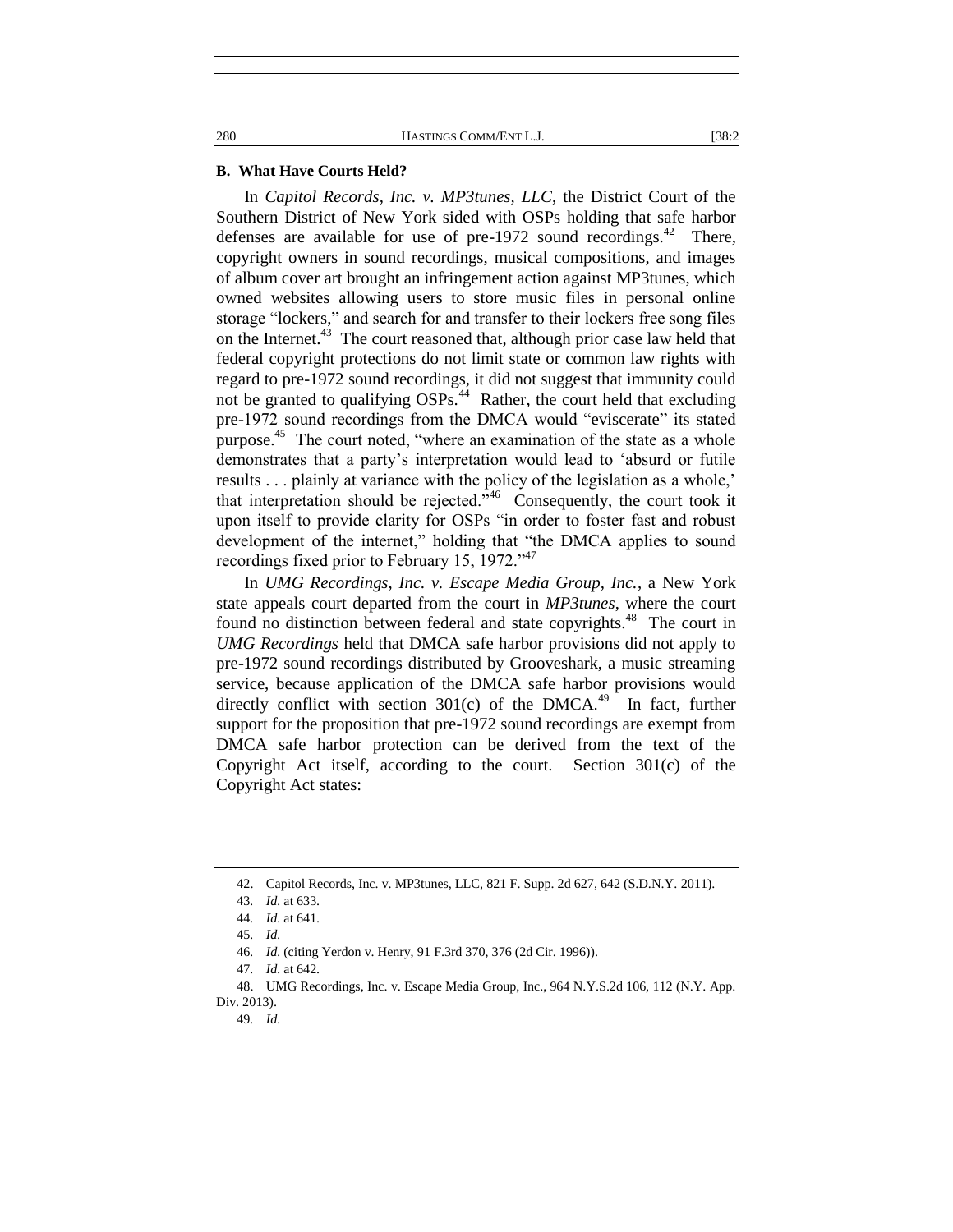### B. What Have Courts Held?

In *Capitol Records, Inc. v. MP3tunes, LLC*, the District Court of the Southern District of New York sided with OSPs holding that safe harbor defenses are available for use of pre-1972 sound recordings.[42] There, copyright owners in sound recordings, musical compositions, and images of album cover art brought an infringement action against MP3tunes, which owned websites allowing users to store music files in personal online storage "lockers," and search for and transfer to their lockers free song files on the Internet.[43] The court reasoned that, although prior case law held that federal copyright protections do not limit state or common law rights with regard to pre-1972 sound recordings, it did not suggest that immunity could not be granted to qualifying OSPs.[44] Rather, the court held that excluding pre-1972 sound recordings from the DMCA would "eviscerate" its stated purpose.[45] The court noted, "where an examination of the state as a whole demonstrates that a party's interpretation would lead to 'absurd or futile results . . . plainly at variance with the policy of the legislation as a whole,' that interpretation should be rejected."[46] Consequently, the court took it upon itself to provide clarity for OSPs "in order to foster fast and robust development of the internet," holding that "the DMCA applies to sound recordings fixed prior to February 15, 1972."[47]

In *UMG Recordings, Inc. v. Escape Media Group, Inc.*, a New York state appeals court departed from the court in *MP3tunes*, where the court found no distinction between federal and state copyrights.[48] The court in *UMG Recordings* held that DMCA safe harbor provisions did not apply to pre-1972 sound recordings distributed by Grooveshark, a music streaming service, because application of the DMCA safe harbor provisions would directly conflict with section 301(c) of the DMCA.[49] In fact, further support for the proposition that pre-1972 sound recordings are exempt from DMCA safe harbor protection can be derived from the text of the Copyright Act itself, according to the court. Section 301(c) of the Copyright Act states:

---

42. Capitol Records, Inc. v. MP3tunes, LLC, 821 F. Supp. 2d 627, 642 (S.D.N.Y. 2011).

43. *Id.* at 633.

44. *Id.* at 641.

45. *Id.*

46. *Id.* (citing Yerdon v. Henry, 91 F.3rd 370, 376 (2d Cir. 1996)).

47. *Id.* at 642.

48. UMG Recordings, Inc. v. Escape Media Group, Inc., 964 N.Y.S.2d 106, 112 (N.Y. App. Div. 2013).

49. *Id.*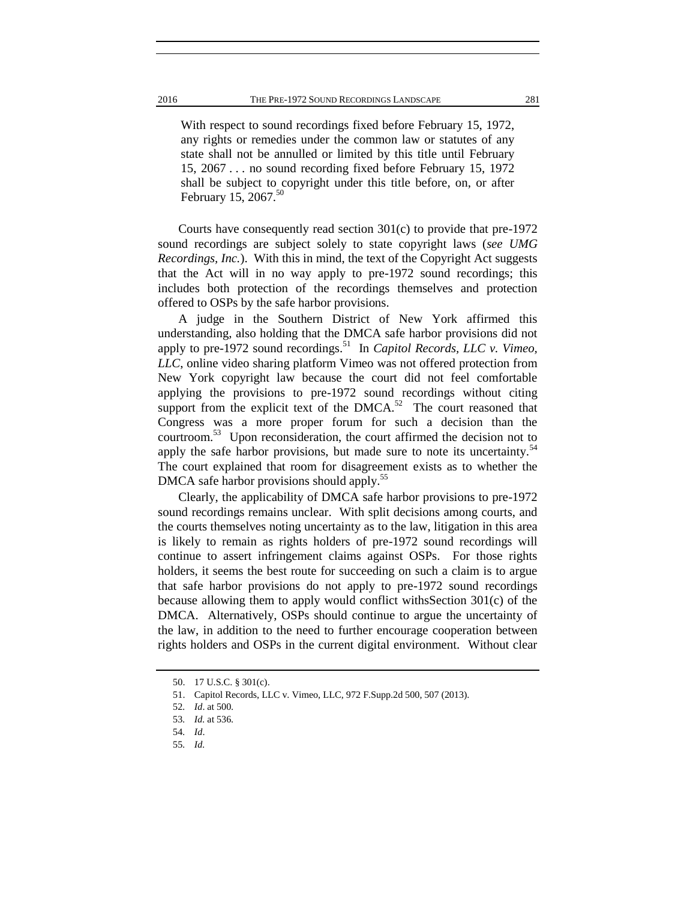> With respect to sound recordings fixed before February 15, 1972, any rights or remedies under the common law or statutes of any state shall not be annulled or limited by this title until February 15, 2067 . . . no sound recording fixed before February 15, 1972 shall be subject to copyright under this title before, on, or after February 15, 2067.[50]

Courts have consequently read section 301(c) to provide that pre-1972 sound recordings are subject solely to state copyright laws (*see UMG Recordings, Inc.*). With this in mind, the text of the Copyright Act suggests that the Act will in no way apply to pre-1972 sound recordings; this includes both protection of the recordings themselves and protection offered to OSPs by the safe harbor provisions.

A judge in the Southern District of New York affirmed this understanding, also holding that the DMCA safe harbor provisions did not apply to pre-1972 sound recordings.[51] In *Capitol Records, LLC v. Vimeo, LLC*, online video sharing platform Vimeo was not offered protection from New York copyright law because the court did not feel comfortable applying the provisions to pre-1972 sound recordings without citing support from the explicit text of the DMCA.[52] The court reasoned that Congress was a more proper forum for such a decision than the courtroom.[53] Upon reconsideration, the court affirmed the decision not to apply the safe harbor provisions, but made sure to note its uncertainty.[54] The court explained that room for disagreement exists as to whether the DMCA safe harbor provisions should apply.[55]

Clearly, the applicability of DMCA safe harbor provisions to pre-1972 sound recordings remains unclear. With split decisions among courts, and the courts themselves noting uncertainty as to the law, litigation in this area is likely to remain as rights holders of pre-1972 sound recordings will continue to assert infringement claims against OSPs. For those rights holders, it seems the best route for succeeding on such a claim is to argue that safe harbor provisions do not apply to pre-1972 sound recordings because allowing them to apply would conflict withsSection 301(c) of the DMCA. Alternatively, OSPs should continue to argue the uncertainty of the law, in addition to the need to further encourage cooperation between rights holders and OSPs in the current digital environment. Without clear

---

50. 17 U.S.C. § 301(c).

51. Capitol Records, LLC v. Vimeo, LLC, 972 F.Supp.2d 500, 507 (2013).

52. *Id*. at 500.

53. *Id.* at 536.

54. *Id*.

55. *Id.*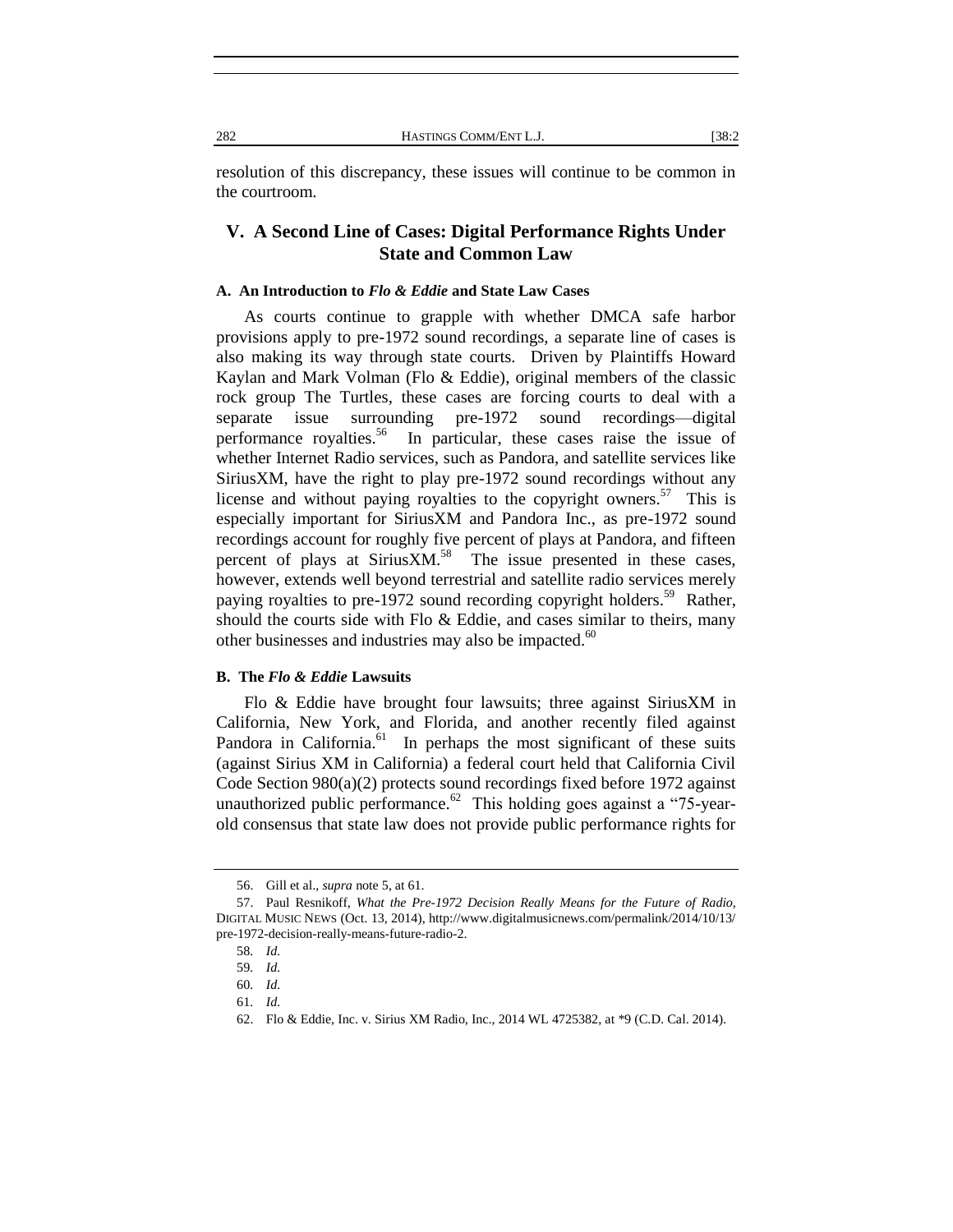resolution of this discrepancy, these issues will continue to be common in the courtroom.

## V. A Second Line of Cases: Digital Performance Rights Under State and Common Law

### A. An Introduction to *Flo & Eddie* and State Law Cases

As courts continue to grapple with whether DMCA safe harbor provisions apply to pre-1972 sound recordings, a separate line of cases is also making its way through state courts. Driven by Plaintiffs Howard Kaylan and Mark Volman (Flo & Eddie), original members of the classic rock group The Turtles, these cases are forcing courts to deal with a separate issue surrounding pre-1972 sound recordings—digital performance royalties.[56] In particular, these cases raise the issue of whether Internet Radio services, such as Pandora, and satellite services like SiriusXM, have the right to play pre-1972 sound recordings without any license and without paying royalties to the copyright owners.[57] This is especially important for SiriusXM and Pandora Inc., as pre-1972 sound recordings account for roughly five percent of plays at Pandora, and fifteen percent of plays at SiriusXM.[58] The issue presented in these cases, however, extends well beyond terrestrial and satellite radio services merely paying royalties to pre-1972 sound recording copyright holders.[59] Rather, should the courts side with Flo & Eddie, and cases similar to theirs, many other businesses and industries may also be impacted.[60]

### B. The *Flo & Eddie* Lawsuits

Flo & Eddie have brought four lawsuits; three against SiriusXM in California, New York, and Florida, and another recently filed against Pandora in California.[61] In perhaps the most significant of these suits (against Sirius XM in California) a federal court held that California Civil Code Section 980(a)(2) protects sound recordings fixed before 1972 against unauthorized public performance.[62] This holding goes against a "75-year-old consensus that state law does not provide public performance rights for

---

56. Gill et al., *supra* note 5, at 61.

57. Paul Resnikoff, *What the Pre-1972 Decision Really Means for the Future of Radio*, DIGITAL MUSIC NEWS (Oct. 13, 2014), http://www.digitalmusicnews.com/permalink/2014/10/13/pre-1972-decision-really-means-future-radio-2.

58. *Id.*

59. *Id.*

60. *Id.*

61. *Id.*

62. Flo & Eddie, Inc. v. Sirius XM Radio, Inc., 2014 WL 4725382, at *9 (C.D. Cal. 2014).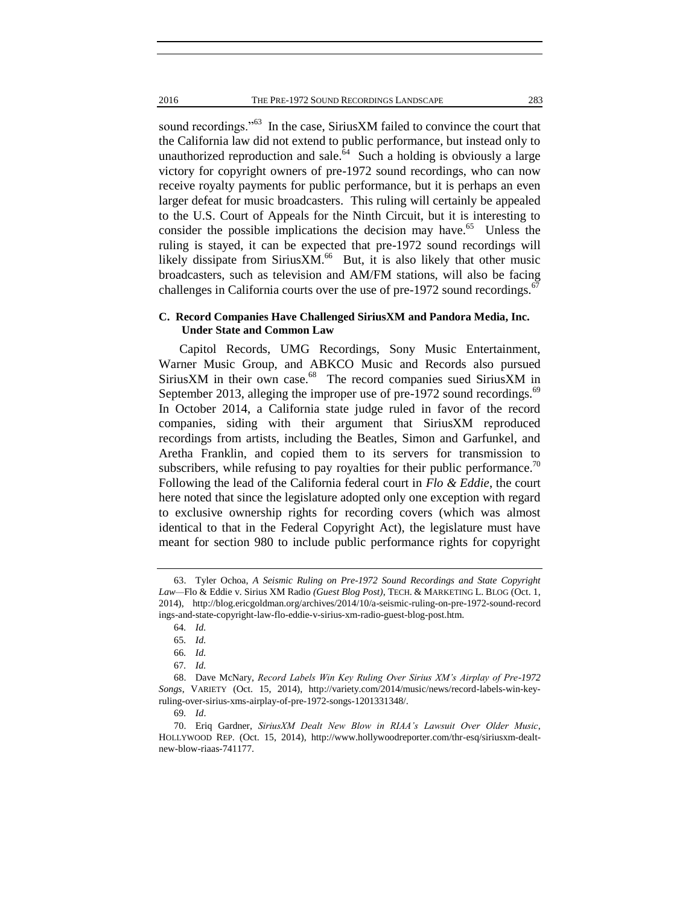sound recordings."[63] In the case, SiriusXM failed to convince the court that the California law did not extend to public performance, but instead only to unauthorized reproduction and sale.[64] Such a holding is obviously a large victory for copyright owners of pre-1972 sound recordings, who can now receive royalty payments for public performance, but it is perhaps an even larger defeat for music broadcasters. This ruling will certainly be appealed to the U.S. Court of Appeals for the Ninth Circuit, but it is interesting to consider the possible implications the decision may have.[65] Unless the ruling is stayed, it can be expected that pre-1972 sound recordings will likely dissipate from SiriusXM.[66] But, it is also likely that other music broadcasters, such as television and AM/FM stations, will also be facing challenges in California courts over the use of pre-1972 sound recordings.[67]

### C. Record Companies Have Challenged SiriusXM and Pandora Media, Inc. Under State and Common Law

Capitol Records, UMG Recordings, Sony Music Entertainment, Warner Music Group, and ABKCO Music and Records also pursued SiriusXM in their own case.[68] The record companies sued SiriusXM in September 2013, alleging the improper use of pre-1972 sound recordings.[69] In October 2014, a California state judge ruled in favor of the record companies, siding with their argument that SiriusXM reproduced recordings from artists, including the Beatles, Simon and Garfunkel, and Aretha Franklin, and copied them to its servers for transmission to subscribers, while refusing to pay royalties for their public performance.[70] Following the lead of the California federal court in *Flo & Eddie*, the court here noted that since the legislature adopted only one exception with regard to exclusive ownership rights for recording covers (which was almost identical to that in the Federal Copyright Act), the legislature must have meant for section 980 to include public performance rights for copyright

---

63. Tyler Ochoa, *A Seismic Ruling on Pre-1972 Sound Recordings and State Copyright Law*—Flo & Eddie v. Sirius XM Radio *(Guest Blog Post)*, TECH. & MARKETING L. BLOG (Oct. 1, 2014), http://blog.ericgoldman.org/archives/2014/10/a-seismic-ruling-on-pre-1972-sound-recordings-and-state-copyright-law-flo-eddie-v-sirius-xm-radio-guest-blog-post.htm.

64. *Id.*

65. *Id.*

66. *Id.*

67. *Id.*

68. Dave McNary, *Record Labels Win Key Ruling Over Sirius XM's Airplay of Pre-1972 Songs*, VARIETY (Oct. 15, 2014), http://variety.com/2014/music/news/record-labels-win-key-ruling-over-sirius-xms-airplay-of-pre-1972-songs-1201331348/.

69. *Id*.

70. Eriq Gardner, *SiriusXM Dealt New Blow in RIAA's Lawsuit Over Older Music*, HOLLYWOOD REP. (Oct. 15, 2014), http://www.hollywoodreporter.com/thr-esq/siriusxm-dealt-new-blow-riaas-741177.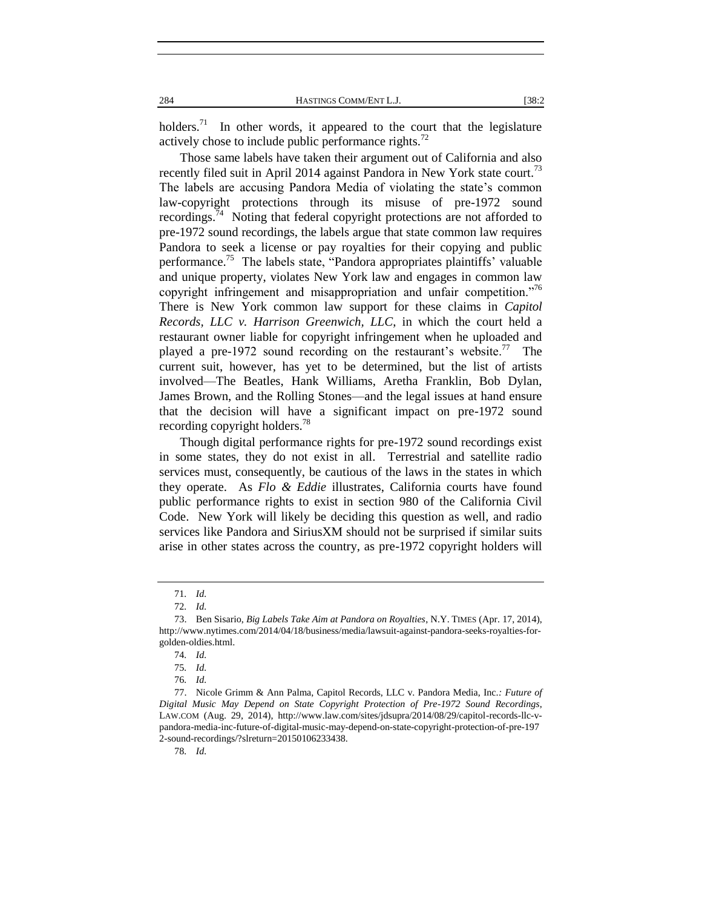holders.[71] In other words, it appeared to the court that the legislature actively chose to include public performance rights.[72]

Those same labels have taken their argument out of California and also recently filed suit in April 2014 against Pandora in New York state court.[73] The labels are accusing Pandora Media of violating the state's common law-copyright protections through its misuse of pre-1972 sound recordings.[74] Noting that federal copyright protections are not afforded to pre-1972 sound recordings, the labels argue that state common law requires Pandora to seek a license or pay royalties for their copying and public performance.[75] The labels state, "Pandora appropriates plaintiffs' valuable and unique property, violates New York law and engages in common law copyright infringement and misappropriation and unfair competition."[76] There is New York common law support for these claims in *Capitol Records, LLC v. Harrison Greenwich, LLC,* in which the court held a restaurant owner liable for copyright infringement when he uploaded and played a pre-1972 sound recording on the restaurant's website.[77] The current suit, however, has yet to be determined, but the list of artists involved—The Beatles, Hank Williams, Aretha Franklin, Bob Dylan, James Brown, and the Rolling Stones—and the legal issues at hand ensure that the decision will have a significant impact on pre-1972 sound recording copyright holders.[78]

Though digital performance rights for pre-1972 sound recordings exist in some states, they do not exist in all. Terrestrial and satellite radio services must, consequently, be cautious of the laws in the states in which they operate. As *Flo & Eddie* illustrates, California courts have found public performance rights to exist in section 980 of the California Civil Code. New York will likely be deciding this question as well, and radio services like Pandora and SiriusXM should not be surprised if similar suits arise in other states across the country, as pre-1972 copyright holders will

---

71. *Id.*

72. *Id.*

73. Ben Sisario, *Big Labels Take Aim at Pandora on Royalties*, N.Y. TIMES (Apr. 17, 2014), http://www.nytimes.com/2014/04/18/business/media/lawsuit-against-pandora-seeks-royalties-for-golden-oldies.html.

74. *Id.*

75. *Id.*

76. *Id.*

77. Nicole Grimm & Ann Palma, Capitol Records, LLC v. Pandora Media, Inc.*: Future of Digital Music May Depend on State Copyright Protection of Pre-1972 Sound Recordings*, LAW.COM (Aug. 29, 2014), http://www.law.com/sites/jdsupra/2014/08/29/capitol-records-llc-v-pandora-media-inc-future-of-digital-music-may-depend-on-state-copyright-protection-of-pre-1972-sound-recordings/?slreturn=20150106233438.

78. *Id.*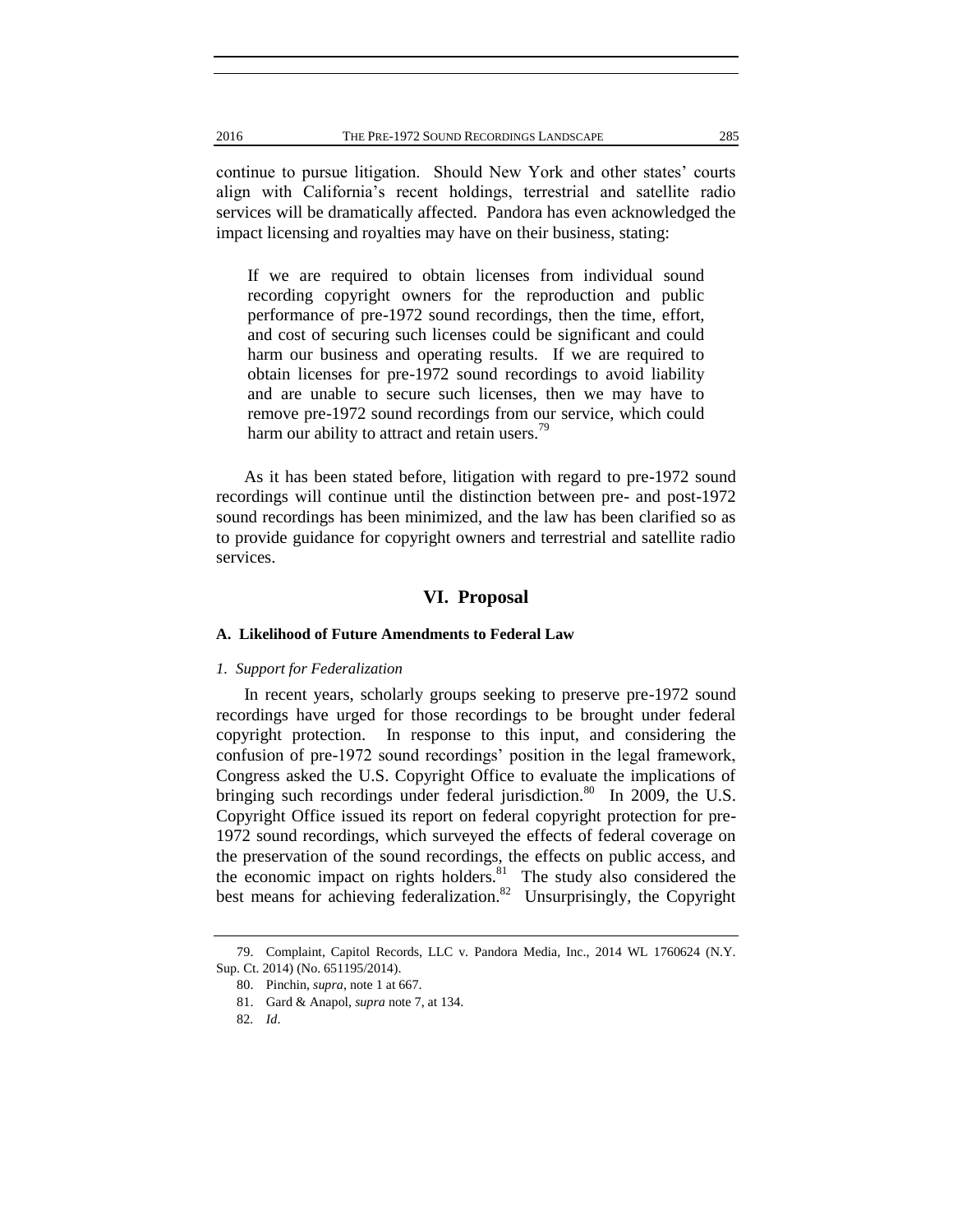continue to pursue litigation. Should New York and other states' courts align with California's recent holdings, terrestrial and satellite radio services will be dramatically affected. Pandora has even acknowledged the impact licensing and royalties may have on their business, stating:

> If we are required to obtain licenses from individual sound recording copyright owners for the reproduction and public performance of pre-1972 sound recordings, then the time, effort, and cost of securing such licenses could be significant and could harm our business and operating results. If we are required to obtain licenses for pre-1972 sound recordings to avoid liability and are unable to secure such licenses, then we may have to remove pre-1972 sound recordings from our service, which could harm our ability to attract and retain users.[79]

As it has been stated before, litigation with regard to pre-1972 sound recordings will continue until the distinction between pre- and post-1972 sound recordings has been minimized, and the law has been clarified so as to provide guidance for copyright owners and terrestrial and satellite radio services.

## VI. Proposal

### A. Likelihood of Future Amendments to Federal Law

#### *1. Support for Federalization*

In recent years, scholarly groups seeking to preserve pre-1972 sound recordings have urged for those recordings to be brought under federal copyright protection. In response to this input, and considering the confusion of pre-1972 sound recordings' position in the legal framework, Congress asked the U.S. Copyright Office to evaluate the implications of bringing such recordings under federal jurisdiction.[80] In 2009, the U.S. Copyright Office issued its report on federal copyright protection for pre-1972 sound recordings, which surveyed the effects of federal coverage on the preservation of the sound recordings, the effects on public access, and the economic impact on rights holders.[81] The study also considered the best means for achieving federalization.[82] Unsurprisingly, the Copyright

---

79. Complaint, Capitol Records, LLC v. Pandora Media, Inc., 2014 WL 1760624 (N.Y. Sup. Ct. 2014) (No. 651195/2014).

80. Pinchin, *supra*, note 1 at 667.

81. Gard & Anapol, *supra* note 7, at 134.

82. *Id*.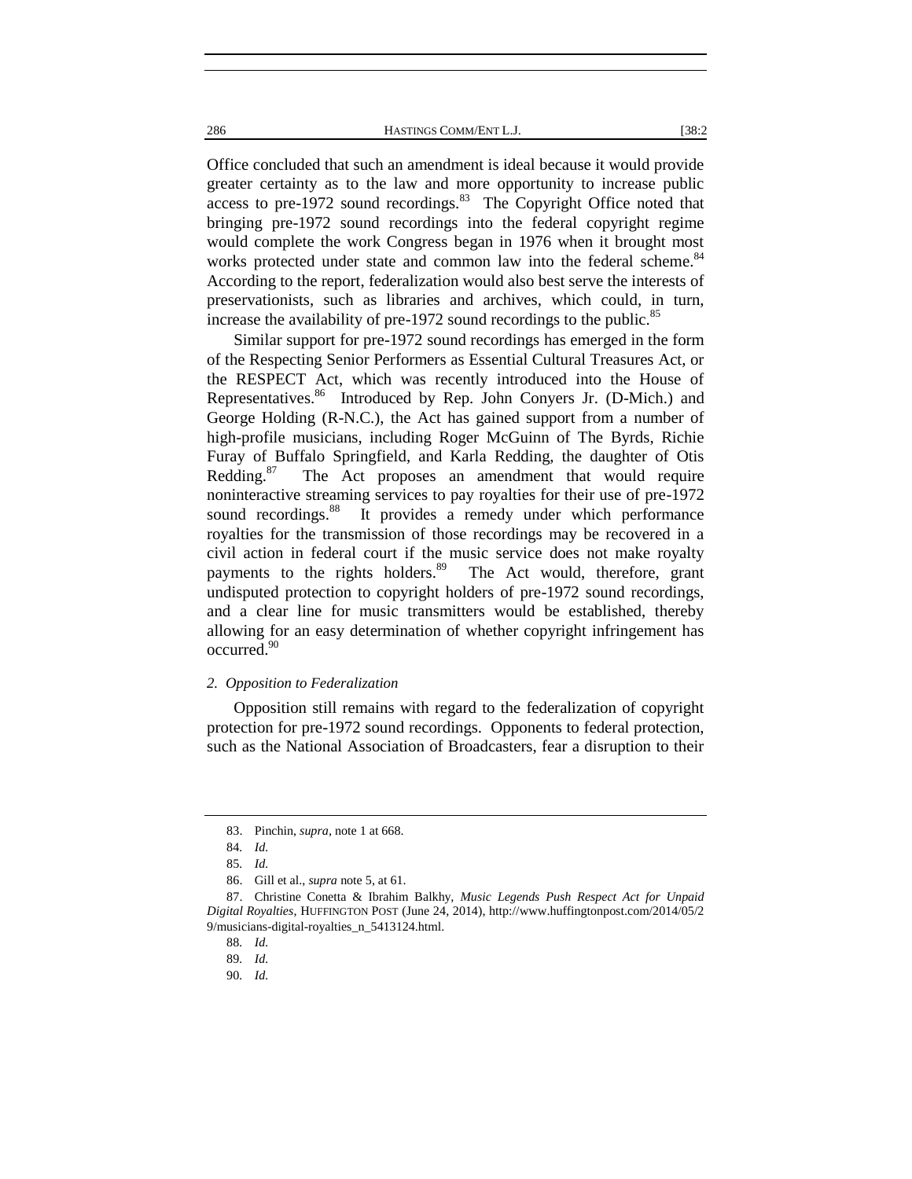Office concluded that such an amendment is ideal because it would provide greater certainty as to the law and more opportunity to increase public access to pre-1972 sound recordings.[83] The Copyright Office noted that bringing pre-1972 sound recordings into the federal copyright regime would complete the work Congress began in 1976 when it brought most works protected under state and common law into the federal scheme.[84] According to the report, federalization would also best serve the interests of preservationists, such as libraries and archives, which could, in turn, increase the availability of pre-1972 sound recordings to the public.[85]

Similar support for pre-1972 sound recordings has emerged in the form of the Respecting Senior Performers as Essential Cultural Treasures Act, or the RESPECT Act, which was recently introduced into the House of Representatives.[86] Introduced by Rep. John Conyers Jr. (D-Mich.) and George Holding (R-N.C.), the Act has gained support from a number of high-profile musicians, including Roger McGuinn of The Byrds, Richie Furay of Buffalo Springfield, and Karla Redding, the daughter of Otis Redding.[87] The Act proposes an amendment that would require noninteractive streaming services to pay royalties for their use of pre-1972 sound recordings.[88] It provides a remedy under which performance royalties for the transmission of those recordings may be recovered in a civil action in federal court if the music service does not make royalty payments to the rights holders.[89] The Act would, therefore, grant undisputed protection to copyright holders of pre-1972 sound recordings, and a clear line for music transmitters would be established, thereby allowing for an easy determination of whether copyright infringement has occurred.[90]

### *2. Opposition to Federalization*

Opposition still remains with regard to the federalization of copyright protection for pre-1972 sound recordings. Opponents to federal protection, such as the National Association of Broadcasters, fear a disruption to their

---

83. Pinchin, *supra*, note 1 at 668.

84. *Id.*

85. *Id.*

86. Gill et al., *supra* note 5, at 61.

87. Christine Conetta & Ibrahim Balkhy, *Music Legends Push Respect Act for Unpaid Digital Royalties*, HUFFINGTON POST (June 24, 2014), http://www.huffingtonpost.com/2014/05/29/musicians-digital-royalties_n_5413124.html.

88. *Id.*

89. *Id.*

90. *Id.*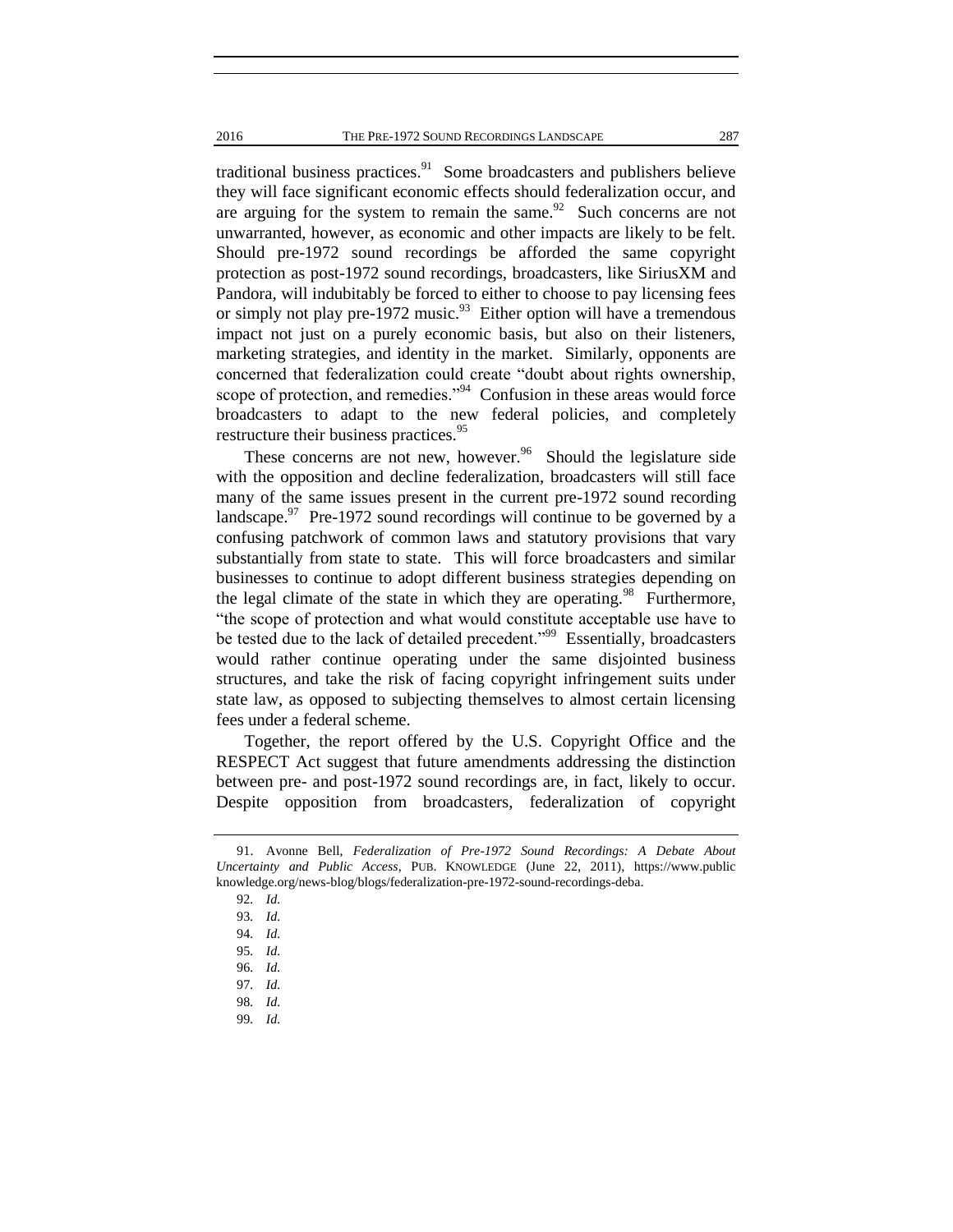traditional business practices.[91] Some broadcasters and publishers believe they will face significant economic effects should federalization occur, and are arguing for the system to remain the same.[92] Such concerns are not unwarranted, however, as economic and other impacts are likely to be felt. Should pre-1972 sound recordings be afforded the same copyright protection as post-1972 sound recordings, broadcasters, like SiriusXM and Pandora, will indubitably be forced to either to choose to pay licensing fees or simply not play pre-1972 music.[93] Either option will have a tremendous impact not just on a purely economic basis, but also on their listeners, marketing strategies, and identity in the market. Similarly, opponents are concerned that federalization could create "doubt about rights ownership, scope of protection, and remedies."[94] Confusion in these areas would force broadcasters to adapt to the new federal policies, and completely restructure their business practices.[95]

These concerns are not new, however.[96] Should the legislature side with the opposition and decline federalization, broadcasters will still face many of the same issues present in the current pre-1972 sound recording landscape.[97] Pre-1972 sound recordings will continue to be governed by a confusing patchwork of common laws and statutory provisions that vary substantially from state to state. This will force broadcasters and similar businesses to continue to adopt different business strategies depending on the legal climate of the state in which they are operating.[98] Furthermore, "the scope of protection and what would constitute acceptable use have to be tested due to the lack of detailed precedent."[99] Essentially, broadcasters would rather continue operating under the same disjointed business structures, and take the risk of facing copyright infringement suits under state law, as opposed to subjecting themselves to almost certain licensing fees under a federal scheme.

Together, the report offered by the U.S. Copyright Office and the RESPECT Act suggest that future amendments addressing the distinction between pre- and post-1972 sound recordings are, in fact, likely to occur. Despite opposition from broadcasters, federalization of copyright

91. Avonne Bell, *Federalization of Pre-1972 Sound Recordings: A Debate About Uncertainty and Public Access*, PUB. KNOWLEDGE (June 22, 2011), https://www.publicknowledge.org/news-blog/blogs/federalization-pre-1972-sound-recordings-deba.

92. *Id.*

93. *Id.*

94. *Id.*

95. *Id.*

96. *Id.*

97. *Id.*

98. *Id.*

99. *Id.*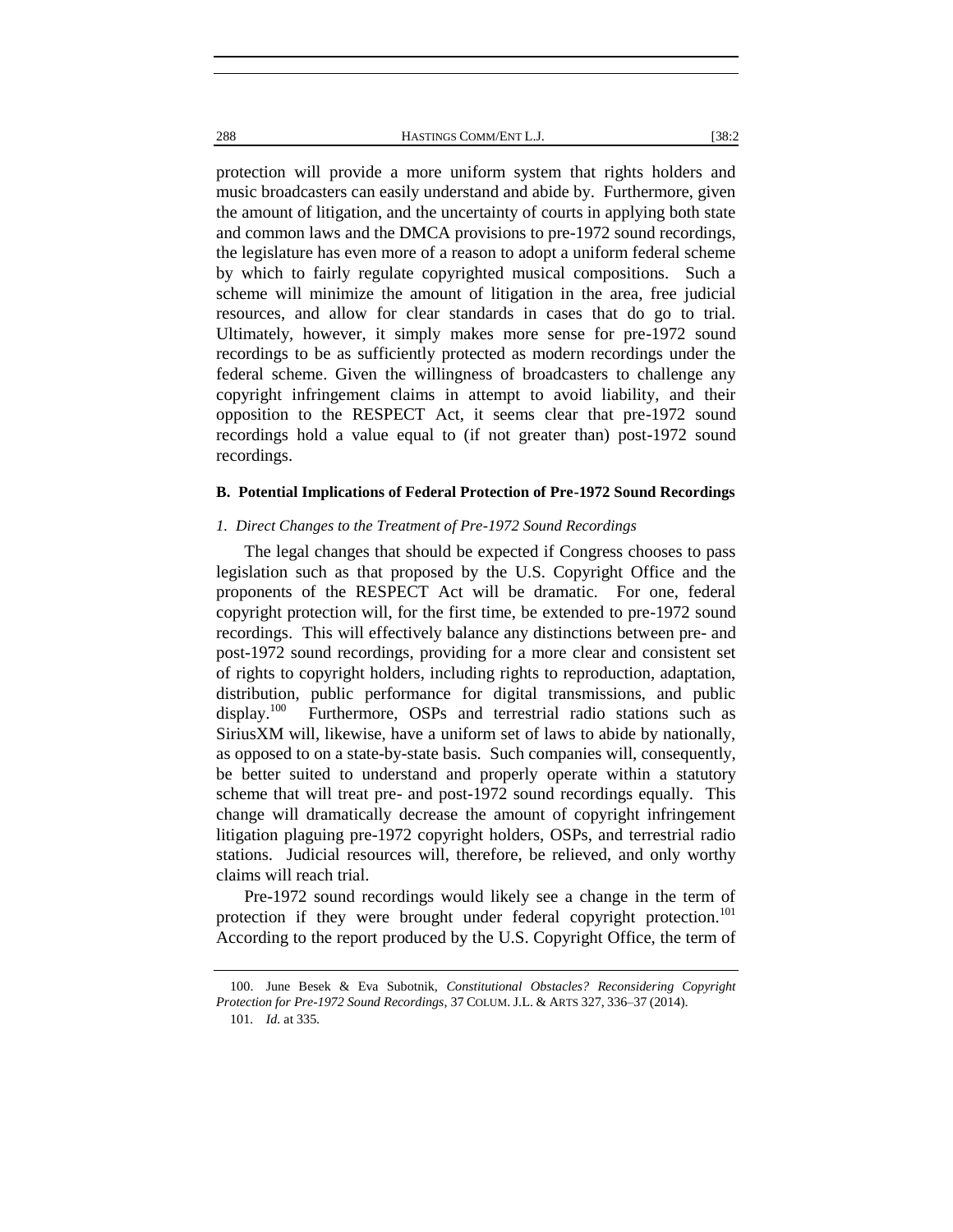protection will provide a more uniform system that rights holders and music broadcasters can easily understand and abide by. Furthermore, given the amount of litigation, and the uncertainty of courts in applying both state and common laws and the DMCA provisions to pre-1972 sound recordings, the legislature has even more of a reason to adopt a uniform federal scheme by which to fairly regulate copyrighted musical compositions. Such a scheme will minimize the amount of litigation in the area, free judicial resources, and allow for clear standards in cases that do go to trial. Ultimately, however, it simply makes more sense for pre-1972 sound recordings to be as sufficiently protected as modern recordings under the federal scheme. Given the willingness of broadcasters to challenge any copyright infringement claims in attempt to avoid liability, and their opposition to the RESPECT Act, it seems clear that pre-1972 sound recordings hold a value equal to (if not greater than) post-1972 sound recordings.

### B. Potential Implications of Federal Protection of Pre-1972 Sound Recordings

#### *1. Direct Changes to the Treatment of Pre-1972 Sound Recordings*

The legal changes that should be expected if Congress chooses to pass legislation such as that proposed by the U.S. Copyright Office and the proponents of the RESPECT Act will be dramatic. For one, federal copyright protection will, for the first time, be extended to pre-1972 sound recordings. This will effectively balance any distinctions between pre- and post-1972 sound recordings, providing for a more clear and consistent set of rights to copyright holders, including rights to reproduction, adaptation, distribution, public performance for digital transmissions, and public display.[100] Furthermore, OSPs and terrestrial radio stations such as SiriusXM will, likewise, have a uniform set of laws to abide by nationally, as opposed to on a state-by-state basis. Such companies will, consequently, be better suited to understand and properly operate within a statutory scheme that will treat pre- and post-1972 sound recordings equally. This change will dramatically decrease the amount of copyright infringement litigation plaguing pre-1972 copyright holders, OSPs, and terrestrial radio stations. Judicial resources will, therefore, be relieved, and only worthy claims will reach trial.

Pre-1972 sound recordings would likely see a change in the term of protection if they were brought under federal copyright protection.[101] According to the report produced by the U.S. Copyright Office, the term of

---

100. June Besek & Eva Subotnik, *Constitutional Obstacles? Reconsidering Copyright Protection for Pre-1972 Sound Recordings*, 37 COLUM. J.L. & ARTS 327, 336–37 (2014).

101. *Id.* at 335.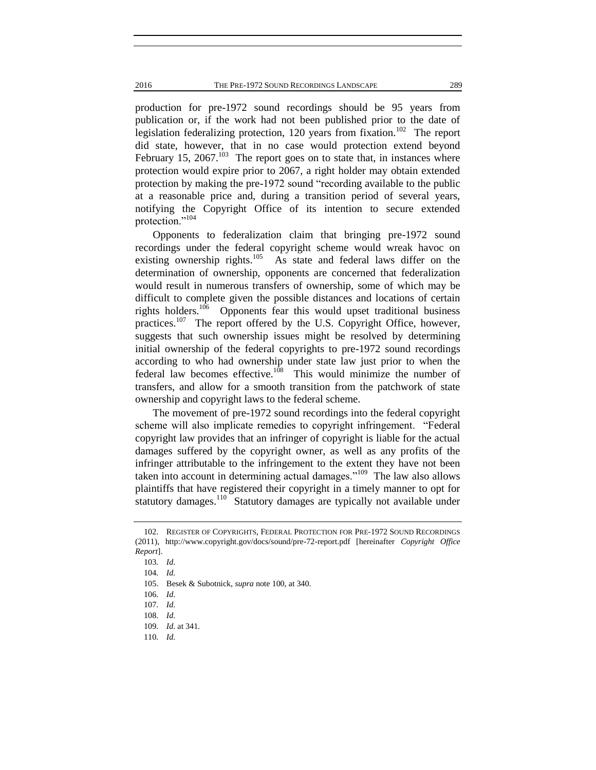production for pre-1972 sound recordings should be 95 years from publication or, if the work had not been published prior to the date of legislation federalizing protection, 120 years from fixation.[102] The report did state, however, that in no case would protection extend beyond February 15, 2067.[103] The report goes on to state that, in instances where protection would expire prior to 2067, a right holder may obtain extended protection by making the pre-1972 sound "recording available to the public at a reasonable price and, during a transition period of several years, notifying the Copyright Office of its intention to secure extended protection."[104]

Opponents to federalization claim that bringing pre-1972 sound recordings under the federal copyright scheme would wreak havoc on existing ownership rights.[105] As state and federal laws differ on the determination of ownership, opponents are concerned that federalization would result in numerous transfers of ownership, some of which may be difficult to complete given the possible distances and locations of certain rights holders.[106] Opponents fear this would upset traditional business practices.[107] The report offered by the U.S. Copyright Office, however, suggests that such ownership issues might be resolved by determining initial ownership of the federal copyrights to pre-1972 sound recordings according to who had ownership under state law just prior to when the federal law becomes effective.[108] This would minimize the number of transfers, and allow for a smooth transition from the patchwork of state ownership and copyright laws to the federal scheme.

The movement of pre-1972 sound recordings into the federal copyright scheme will also implicate remedies to copyright infringement. "Federal copyright law provides that an infringer of copyright is liable for the actual damages suffered by the copyright owner, as well as any profits of the infringer attributable to the infringement to the extent they have not been taken into account in determining actual damages."[109] The law also allows plaintiffs that have registered their copyright in a timely manner to opt for statutory damages.[110] Statutory damages are typically not available under

---

102. REGISTER OF COPYRIGHTS, FEDERAL PROTECTION FOR PRE-1972 SOUND RECORDINGS (2011), http://www.copyright.gov/docs/sound/pre-72-report.pdf [hereinafter *Copyright Office Report*].

103. *Id.*

104. *Id.*

105. Besek & Subotnick, *supra* note 100, at 340.

106. *Id.*

107. *Id.*

108. *Id.*

109. *Id.* at 341.

110. *Id.*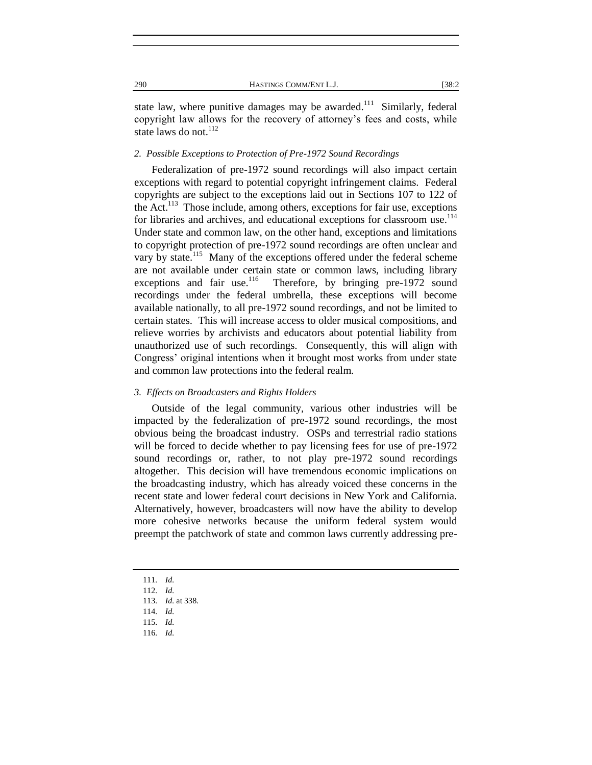state law, where punitive damages may be awarded.[111] Similarly, federal copyright law allows for the recovery of attorney's fees and costs, while state laws do not.[112]

### *2. Possible Exceptions to Protection of Pre-1972 Sound Recordings*

Federalization of pre-1972 sound recordings will also impact certain exceptions with regard to potential copyright infringement claims. Federal copyrights are subject to the exceptions laid out in Sections 107 to 122 of the Act.[113] Those include, among others, exceptions for fair use, exceptions for libraries and archives, and educational exceptions for classroom use.[114] Under state and common law, on the other hand, exceptions and limitations to copyright protection of pre-1972 sound recordings are often unclear and vary by state.[115] Many of the exceptions offered under the federal scheme are not available under certain state or common laws, including library exceptions and fair use.[116] Therefore, by bringing pre-1972 sound recordings under the federal umbrella, these exceptions will become available nationally, to all pre-1972 sound recordings, and not be limited to certain states. This will increase access to older musical compositions, and relieve worries by archivists and educators about potential liability from unauthorized use of such recordings. Consequently, this will align with Congress' original intentions when it brought most works from under state and common law protections into the federal realm.

### *3. Effects on Broadcasters and Rights Holders*

Outside of the legal community, various other industries will be impacted by the federalization of pre-1972 sound recordings, the most obvious being the broadcast industry. OSPs and terrestrial radio stations will be forced to decide whether to pay licensing fees for use of pre-1972 sound recordings or, rather, to not play pre-1972 sound recordings altogether. This decision will have tremendous economic implications on the broadcasting industry, which has already voiced these concerns in the recent state and lower federal court decisions in New York and California. Alternatively, however, broadcasters will now have the ability to develop more cohesive networks because the uniform federal system would preempt the patchwork of state and common laws currently addressing pre-

---

111. *Id.*
112. *Id.*
113. *Id.* at 338.
114. *Id.*
115. *Id.*
116. *Id.*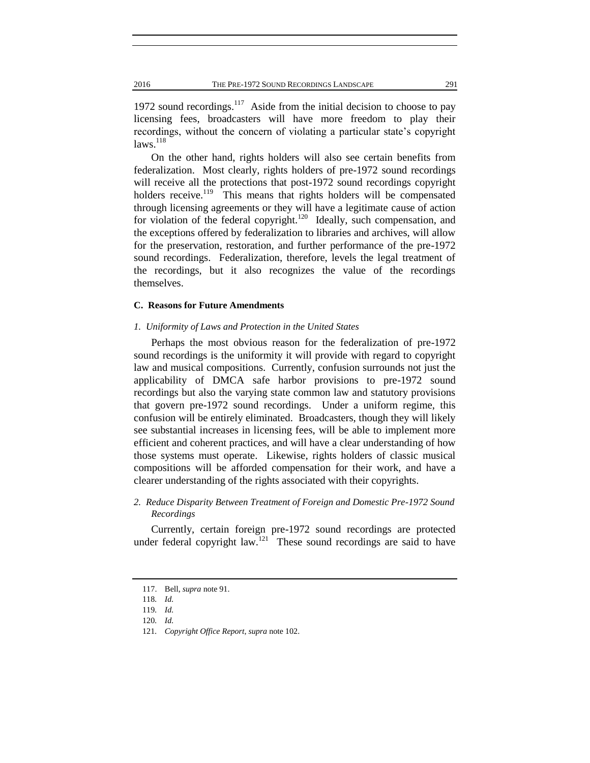1972 sound recordings.[117] Aside from the initial decision to choose to pay licensing fees, broadcasters will have more freedom to play their recordings, without the concern of violating a particular state's copyright laws.[118]

On the other hand, rights holders will also see certain benefits from federalization. Most clearly, rights holders of pre-1972 sound recordings will receive all the protections that post-1972 sound recordings copyright holders receive.[119] This means that rights holders will be compensated through licensing agreements or they will have a legitimate cause of action for violation of the federal copyright.[120] Ideally, such compensation, and the exceptions offered by federalization to libraries and archives, will allow for the preservation, restoration, and further performance of the pre-1972 sound recordings. Federalization, therefore, levels the legal treatment of the recordings, but it also recognizes the value of the recordings themselves.

### C. Reasons for Future Amendments

#### *1. Uniformity of Laws and Protection in the United States*

Perhaps the most obvious reason for the federalization of pre-1972 sound recordings is the uniformity it will provide with regard to copyright law and musical compositions. Currently, confusion surrounds not just the applicability of DMCA safe harbor provisions to pre-1972 sound recordings but also the varying state common law and statutory provisions that govern pre-1972 sound recordings. Under a uniform regime, this confusion will be entirely eliminated. Broadcasters, though they will likely see substantial increases in licensing fees, will be able to implement more efficient and coherent practices, and will have a clear understanding of how those systems must operate. Likewise, rights holders of classic musical compositions will be afforded compensation for their work, and have a clearer understanding of the rights associated with their copyrights.

#### *2. Reduce Disparity Between Treatment of Foreign and Domestic Pre-1972 Sound Recordings*

Currently, certain foreign pre-1972 sound recordings are protected under federal copyright law.[121] These sound recordings are said to have

---

117. Bell, *supra* note 91.

118. *Id.*

119. *Id.*

120. *Id.*

121. *Copyright Office Report*, *supra* note 102.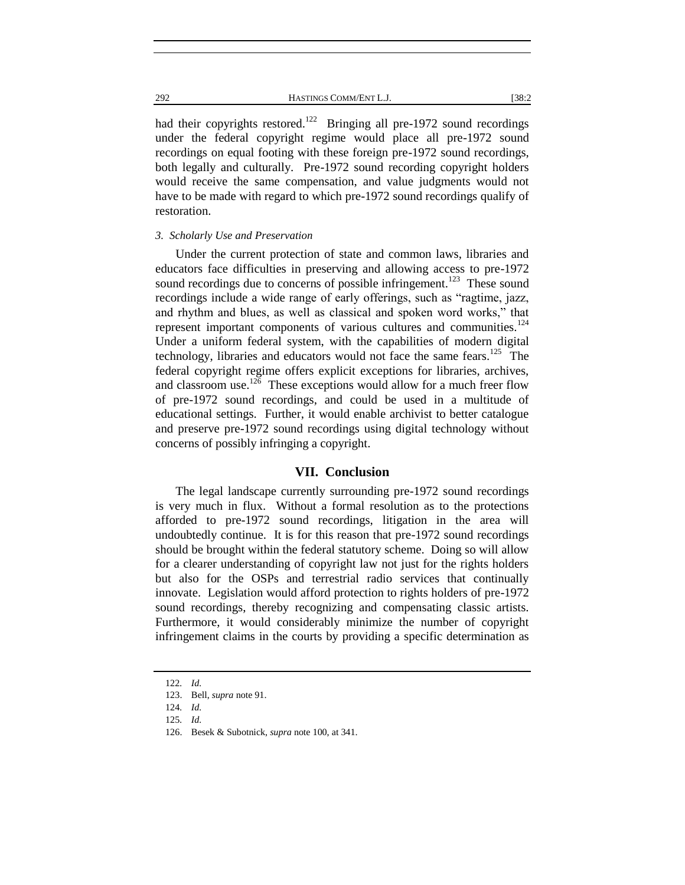had their copyrights restored.[122] Bringing all pre-1972 sound recordings under the federal copyright regime would place all pre-1972 sound recordings on equal footing with these foreign pre-1972 sound recordings, both legally and culturally. Pre-1972 sound recording copyright holders would receive the same compensation, and value judgments would not have to be made with regard to which pre-1972 sound recordings qualify of restoration.

#### *3. Scholarly Use and Preservation*

Under the current protection of state and common laws, libraries and educators face difficulties in preserving and allowing access to pre-1972 sound recordings due to concerns of possible infringement.[123] These sound recordings include a wide range of early offerings, such as "ragtime, jazz, and rhythm and blues, as well as classical and spoken word works," that represent important components of various cultures and communities.[124] Under a uniform federal system, with the capabilities of modern digital technology, libraries and educators would not face the same fears.[125] The federal copyright regime offers explicit exceptions for libraries, archives, and classroom use.[126] These exceptions would allow for a much freer flow of pre-1972 sound recordings, and could be used in a multitude of educational settings. Further, it would enable archivist to better catalogue and preserve pre-1972 sound recordings using digital technology without concerns of possibly infringing a copyright.

## VII. Conclusion

The legal landscape currently surrounding pre-1972 sound recordings is very much in flux. Without a formal resolution as to the protections afforded to pre-1972 sound recordings, litigation in the area will undoubtedly continue. It is for this reason that pre-1972 sound recordings should be brought within the federal statutory scheme. Doing so will allow for a clearer understanding of copyright law not just for the rights holders but also for the OSPs and terrestrial radio services that continually innovate. Legislation would afford protection to rights holders of pre-1972 sound recordings, thereby recognizing and compensating classic artists. Furthermore, it would considerably minimize the number of copyright infringement claims in the courts by providing a specific determination as

---

122. *Id.*

123. Bell, *supra* note 91.

124. *Id.*

125. *Id.*

126. Besek & Subotnick, *supra* note 100, at 341.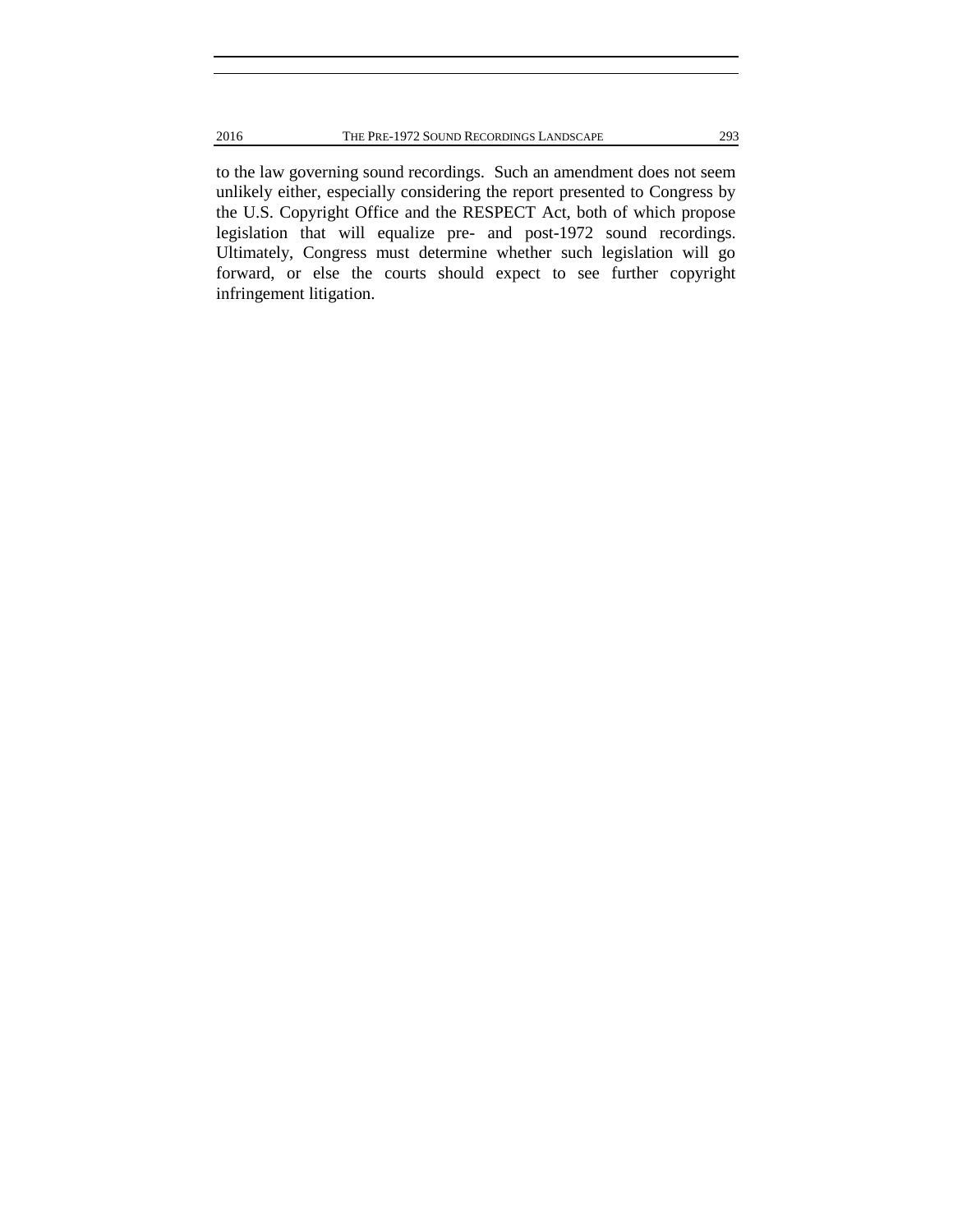to the law governing sound recordings. Such an amendment does not seem unlikely either, especially considering the report presented to Congress by the U.S. Copyright Office and the RESPECT Act, both of which propose legislation that will equalize pre- and post-1972 sound recordings. Ultimately, Congress must determine whether such legislation will go forward, or else the courts should expect to see further copyright infringement litigation.